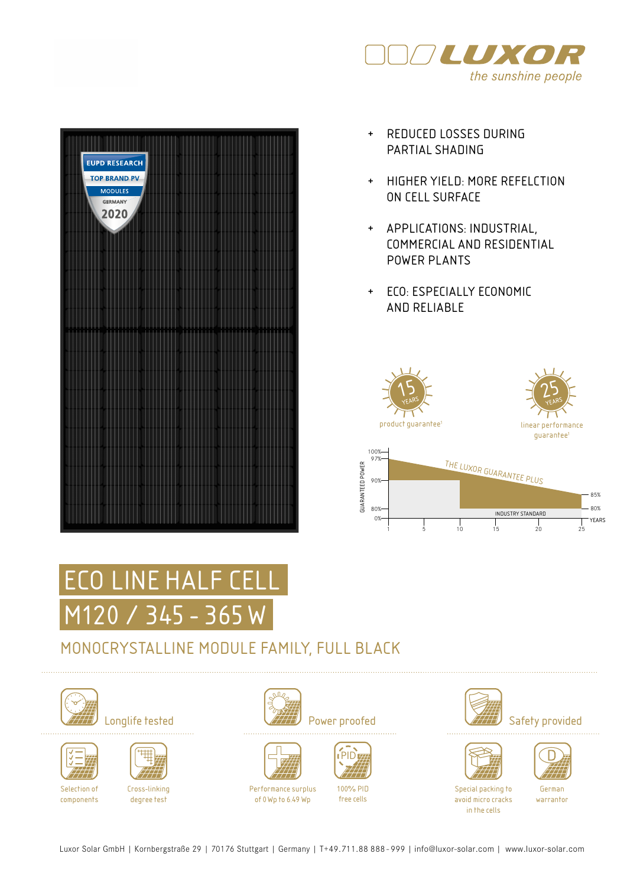LUXOR
*the sunshine people*

EUPD RESEARCH
TOP BRAND PV
MODULES
GERMANY
2020

- REDUCED LOSSES DURING PARTIAL SHADING
- HIGHER YIELD: MORE REFELCTION ON CELL SURFACE
- APPLICATIONS: INDUSTRIAL, COMMERCIAL AND RESIDENTIAL POWER PLANTS
- ECO: ESPECIALLY ECONOMIC AND RELIABLE

15 YEARS product guarantee[1]

25 YEARS linear performance guarantee[1]

GUARANTEED POWER: 100%, 97%, 90%, 85%, 80%, 0%

THE LUXOR GUARANTEE PLUS

INDUSTRY STANDARD

YEARS: 1, 5, 10, 15, 20, 25

# ECO LINE HALF CELL
# M120 / 345 - 365 W

## MONOCRYSTALLINE MODULE FAMILY, FULL BLACK

### Longlife tested

- Selection of components
- Cross-linking degree test

### Power proofed

- Performance surplus of 0 Wp to 6.49 Wp
- 100% PID free cells

### Safety provided

- Special packing to avoid micro cracks in the cells
- German warrantor

Luxor Solar GmbH | Kornbergstraße 29 | 70176 Stuttgart | Germany | T+49.711.88 888 - 999 | info@luxor-solar.com | www.luxor-solar.com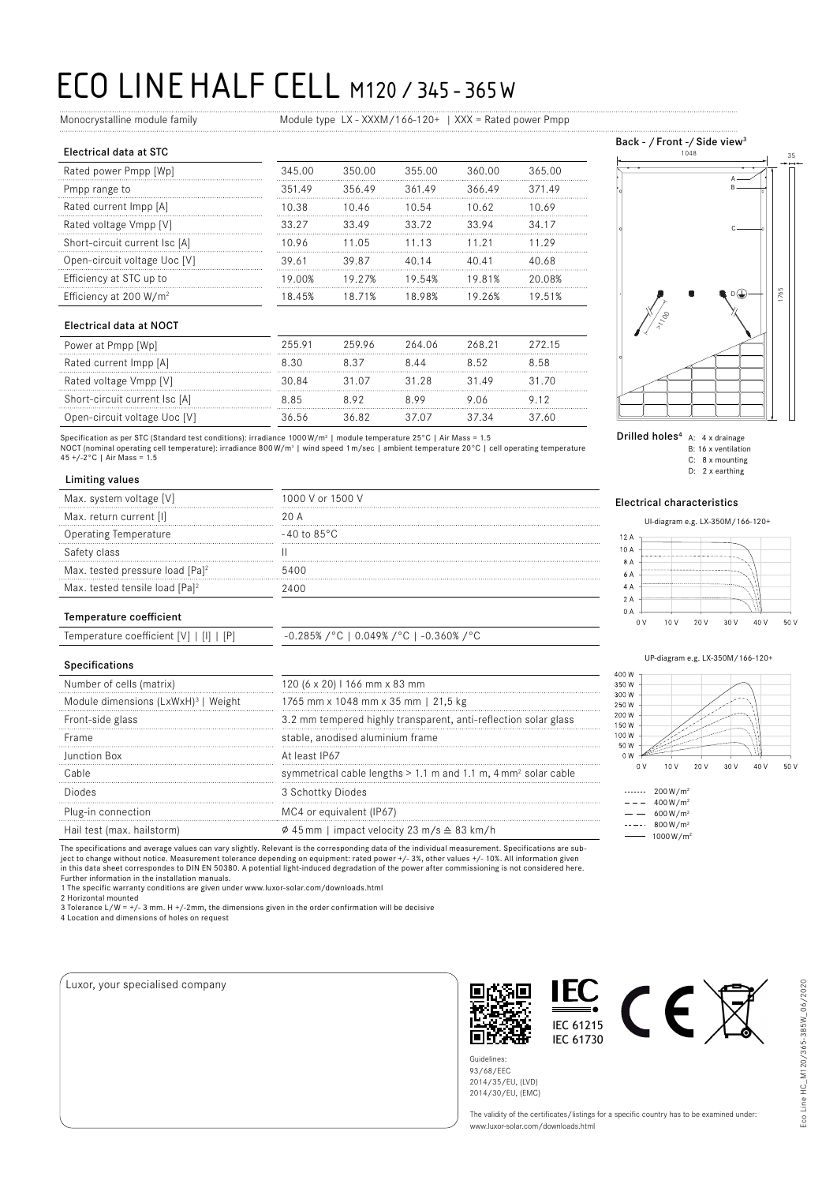# ECO LINE HALF CELL M120 / 345 - 365 W

Monocrystalline module family — Module type LX - XXXM/166-120+ | XXX = Rated power Pmpp

| Electrical data at STC | | | | | |
|---|---|---|---|---|---|
| Rated power Pmpp [Wp] | 345.00 | 350.00 | 355.00 | 360.00 | 365.00 |
| Pmpp range to | 351.49 | 356.49 | 361.49 | 366.49 | 371.49 |
| Rated current Impp [A] | 10.38 | 10.46 | 10.54 | 10.62 | 10.69 |
| Rated voltage Vmpp [V] | 33.27 | 33.49 | 33.72 | 33.94 | 34.17 |
| Short-circuit current Isc [A] | 10.96 | 11.05 | 11.13 | 11.21 | 11.29 |
| Open-circuit voltage Uoc [V] | 39.61 | 39.87 | 40.14 | 40.41 | 40.68 |
| Efficiency at STC up to | 19.00% | 19.27% | 19.54% | 19.81% | 20.08% |
| Efficiency at 200 W/m² | 18.45% | 18.71% | 18.98% | 19.26% | 19.51% |

| Electrical data at NOCT | | | | | |
|---|---|---|---|---|---|
| Power at Pmpp [Wp] | 255.91 | 259.96 | 264.06 | 268.21 | 272.15 |
| Rated current Impp [A] | 8.30 | 8.37 | 8.44 | 8.52 | 8.58 |
| Rated voltage Vmpp [V] | 30.84 | 31.07 | 31.28 | 31.49 | 31.70 |
| Short-circuit current Isc [A] | 8.85 | 8.92 | 8.99 | 9.06 | 9.12 |
| Open-circuit voltage Uoc [V] | 36.56 | 36.82 | 37.07 | 37.34 | 37.60 |

Specification as per STC (Standard test conditions): irradiance 1000 W/m² | module temperature 25°C | Air Mass = 1.5
NOCT (nominal operating cell temperature): irradiance 800 W/m² | wind speed 1 m/sec | ambient temperature 20°C | cell operating temperature 45 +/-2°C | Air Mass = 1.5

| Limiting values | |
|---|---|
| Max. system voltage [V] | 1000 V or 1500 V |
| Max. return current [I] | 20 A |
| Operating Temperature | -40 to 85°C |
| Safety class | II |
| Max. tested pressure load [Pa][2] | 5400 |
| Max. tested tensile load [Pa][2] | 2400 |

| Temperature coefficient | |
|---|---|
| Temperature coefficient [V] \| [I] \| [P] | -0.285% /°C \| 0.049% /°C \| -0.360% /°C |

| Specifications | |
|---|---|
| Number of cells (matrix) | 120 (6 x 20) I 166 mm x 83 mm |
| Module dimensions (LxWxH)[3] \| Weight | 1765 mm x 1048 mm x 35 mm \| 21,5 kg |
| Front-side glass | 3.2 mm tempered highly transparent, anti-reflection solar glass |
| Frame | stable, anodised aluminium frame |
| Junction Box | At least IP67 |
| Cable | symmetrical cable lengths > 1.1 m and 1.1 m, 4 mm² solar cable |
| Diodes | 3 Schottky Diodes |
| Plug-in connection | MC4 or equivalent (IP67) |
| Hail test (max. hailstorm) | Ø 45 mm \| impact velocity 23 m/s ≙ 83 km/h |

The specifications and average values can vary slightly. Relevant is the corresponding data of the individual measurement. Specifications are subject to change without notice. Measurement tolerance depending on equipment: rated power +/- 3%, other values +/- 10%. All information given in this data sheet correspondes to DIN EN 50380. A potential light-induced degradation of the power after commissioning is not considered here. Further information in the installation manuals.

1 The specific warranty conditions are given under www.luxor-solar.com/downloads.html
2 Horizontal mounted
3 Tolerance L/W = +/- 3 mm. H +/-2mm, the dimensions given in the order confirmation will be decisive
4 Location and dimensions of holes on request

## Back - / Front -/ Side view[3]

1048
35
1765
A
B
C
D
>1100

Drilled holes[4]
A: 4 x drainage
B: 16 x ventilation
C: 8 x mounting
D: 2 x earthing

## Electrical characteristics

UI-diagram e.g. LX-350M/166-120+

12 A
10 A
8 A
6 A
4 A
2 A
0 A
0 V 10 V 20 V 30 V 40 V 50 V

UP-diagram e.g. LX-350M/166-120+

400 W
350 W
300 W
250 W
200 W
150 W
100 W
50 W
0 W
0 V 10 V 20 V 30 V 40 V 50 V

200 W/m²
400 W/m²
600 W/m²
800 W/m²
1000 W/m²

Luxor, your specialised company

IEC 61215
IEC 61730

Guidelines:
93/68/EEC
2014/35/EU, (LVD)
2014/30/EU, (EMC)

The validity of the certificates/listings for a specific country has to be examined under: www.luxor-solar.com/downloads.html

Eco Line HC_M120/365-385W_06/2020